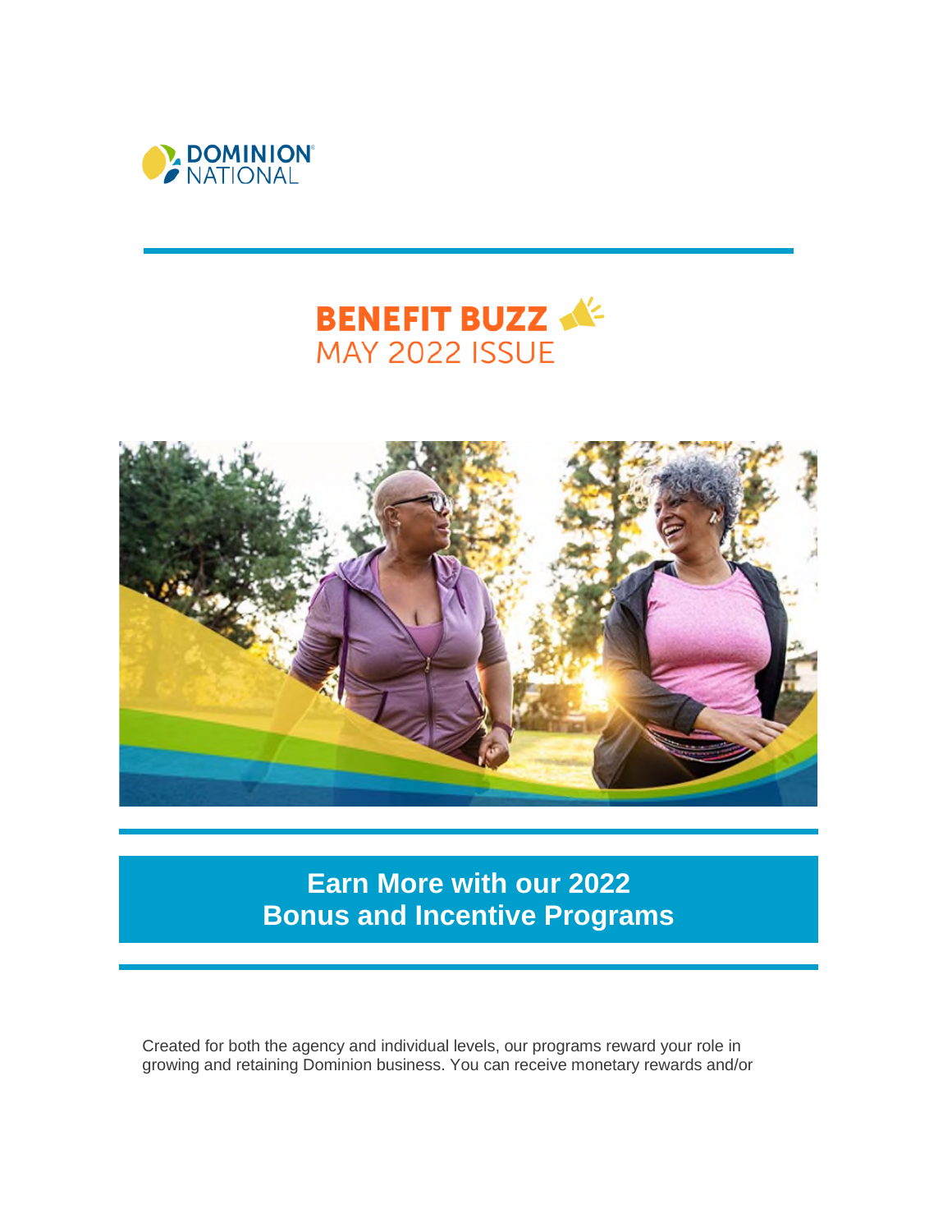DOMINION NATIONAL

# BENEFIT BUZZ
## MAY 2022 ISSUE

## Earn More with our 2022 Bonus and Incentive Programs

Created for both the agency and individual levels, our programs reward your role in growing and retaining Dominion business. You can receive monetary rewards and/or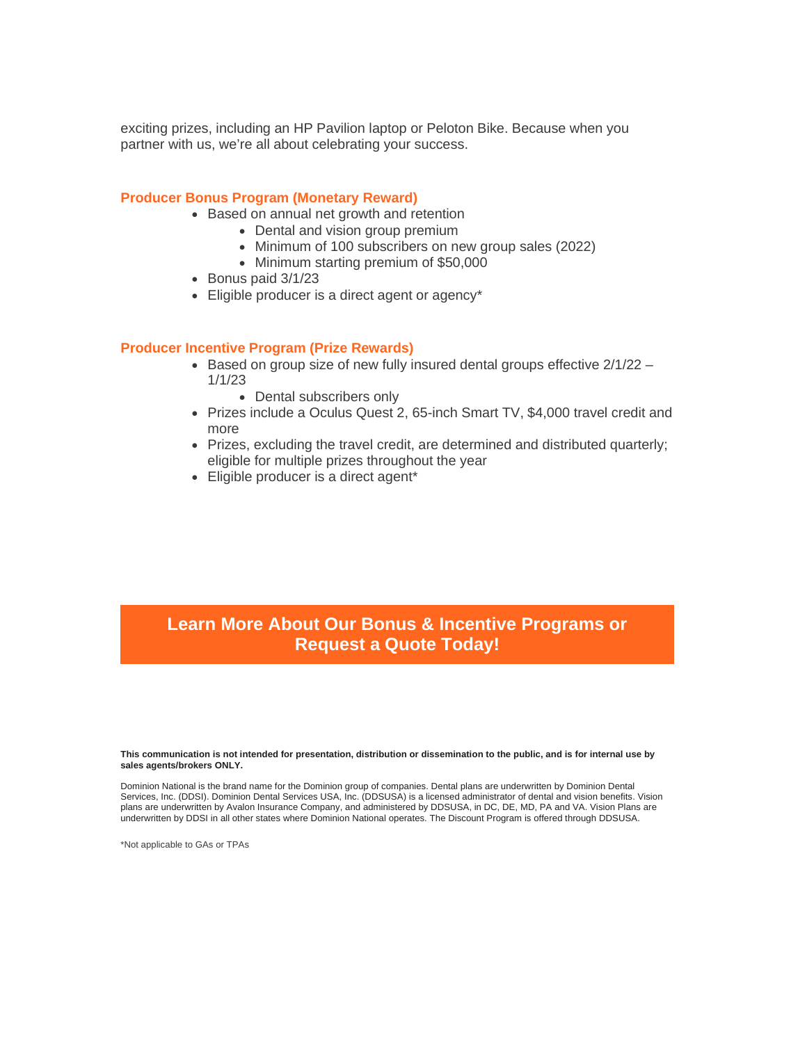exciting prizes, including an HP Pavilion laptop or Peloton Bike. Because when you partner with us, we're all about celebrating your success.

### Producer Bonus Program (Monetary Reward)

- Based on annual net growth and retention
    - Dental and vision group premium
    - Minimum of 100 subscribers on new group sales (2022)
    - Minimum starting premium of $50,000
- Bonus paid 3/1/23
- Eligible producer is a direct agent or agency*

### Producer Incentive Program (Prize Rewards)

- Based on group size of new fully insured dental groups effective 2/1/22 – 1/1/23
    - Dental subscribers only
- Prizes include a Oculus Quest 2, 65-inch Smart TV, $4,000 travel credit and more
- Prizes, excluding the travel credit, are determined and distributed quarterly; eligible for multiple prizes throughout the year
- Eligible producer is a direct agent*

**Learn More About Our Bonus & Incentive Programs or Request a Quote Today!**

**This communication is not intended for presentation, distribution or dissemination to the public, and is for internal use by sales agents/brokers ONLY.**

Dominion National is the brand name for the Dominion group of companies. Dental plans are underwritten by Dominion Dental Services, Inc. (DDSI). Dominion Dental Services USA, Inc. (DDSUSA) is a licensed administrator of dental and vision benefits. Vision plans are underwritten by Avalon Insurance Company, and administered by DDSUSA, in DC, DE, MD, PA and VA. Vision Plans are underwritten by DDSI in all other states where Dominion National operates. The Discount Program is offered through DDSUSA.

*Not applicable to GAs or TPAs